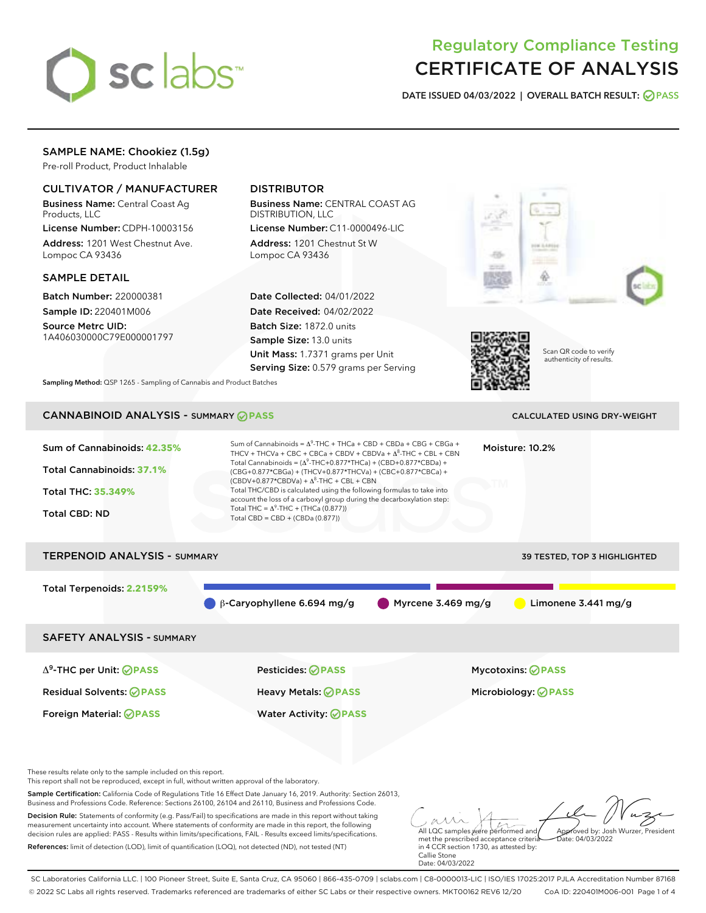# Regulatory Compliance Testing
# CERTIFICATE OF ANALYSIS

**DATE ISSUED 04/03/2022 | OVERALL BATCH RESULT: PASS**

## SAMPLE NAME: Chookiez (1.5g)

Pre-roll Product, Product Inhalable

### CULTIVATOR / MANUFACTURER

**Business Name:** Central Coast Ag Products, LLC

**License Number:** CDPH-10003156

**Address:** 1201 West Chestnut Ave. Lompoc CA 93436

### DISTRIBUTOR

**Business Name:** CENTRAL COAST AG DISTRIBUTION, LLC

**License Number:** C11-0000496-LIC

**Address:** 1201 Chestnut St W Lompoc CA 93436

### SAMPLE DETAIL

**Batch Number:** 220000381

**Sample ID:** 220401M006

**Source Metrc UID:** 1A406030000C79E000001797

**Date Collected:** 04/01/2022

**Date Received:** 04/02/2022

**Batch Size:** 1872.0 units

**Sample Size:** 13.0 units

**Unit Mass:** 1.7371 grams per Unit

**Serving Size:** 0.579 grams per Serving

Scan QR code to verify authenticity of results.

**Sampling Method:** QSP 1265 - Sampling of Cannabis and Product Batches

## CANNABINOID ANALYSIS - SUMMARY PASS

CALCULATED USING DRY-WEIGHT

**Sum of Cannabinoids:** 42.35%

**Total Cannabinoids:** 37.1%

**Total THC:** 35.349%

**Total CBD:** ND

**Moisture:** 10.2%

Sum of Cannabinoids = $\Delta^9$-THC + THCa + CBD + CBDa + CBG + CBGa + THCV + THCVa + CBC + CBCa + CBDV + CBDVa + $\Delta^8$-THC + CBL + CBN

Total Cannabinoids = ($\Delta^9$-THC+0.877*THCa) + (CBD+0.877*CBDa) + (CBG+0.877*CBGa) + (THCV+0.877*THCVa) + (CBC+0.877*CBCa) + (CBDV+0.877*CBDVa) + $\Delta^8$-THC + CBL + CBN

Total THC/CBD is calculated using the following formulas to take into account the loss of a carboxyl group during the decarboxylation step:

Total THC = $\Delta^9$-THC + (THCa (0.877))

Total CBD = CBD + (CBDa (0.877))

## TERPENOID ANALYSIS - SUMMARY

39 TESTED, TOP 3 HIGHLIGHTED

**Total Terpenoids:** 2.2159%

- β-Caryophyllene 6.694 mg/g
- Myrcene 3.469 mg/g
- Limonene 3.441 mg/g

## SAFETY ANALYSIS - SUMMARY

| | | |
|---|---|---|
| $\Delta^9$-THC per Unit: PASS | Pesticides: PASS | Mycotoxins: PASS |
| Residual Solvents: PASS | Heavy Metals: PASS | Microbiology: PASS |
| Foreign Material: PASS | Water Activity: PASS | |

These results relate only to the sample included on this report.
This report shall not be reproduced, except in full, without written approval of the laboratory.

**Sample Certification:** California Code of Regulations Title 16 Effect Date January 16, 2019. Authority: Section 26013, Business and Professions Code. Reference: Sections 26100, 26104 and 26110, Business and Professions Code.

**Decision Rule:** Statements of conformity (e.g. Pass/Fail) to specifications are made in this report without taking measurement uncertainty into account. Where statements of conformity are made in this report, the following decision rules are applied: PASS - Results within limits/specifications, FAIL - Results exceed limits/specifications.

**References:** limit of detection (LOD), limit of quantification (LOQ), not detected (ND), not tested (NT)

All LQC samples were performed and met the prescribed acceptance criteria in 4 CCR section 1730, as attested by: Callie Stone Date: 04/03/2022

Approved by: Josh Wurzer, President Date: 04/03/2022

SC Laboratories California LLC. | 100 Pioneer Street, Suite E, Santa Cruz, CA 95060 | 866-435-0709 | sclabs.com | C8-0000013-LIC | ISO/IES 17025:2017 PJLA Accreditation Number 87168
© 2022 SC Labs all rights reserved. Trademarks referenced are trademarks of either SC Labs or their respective owners. MKT00162 REV6 12/20 CoA ID: 220401M006-001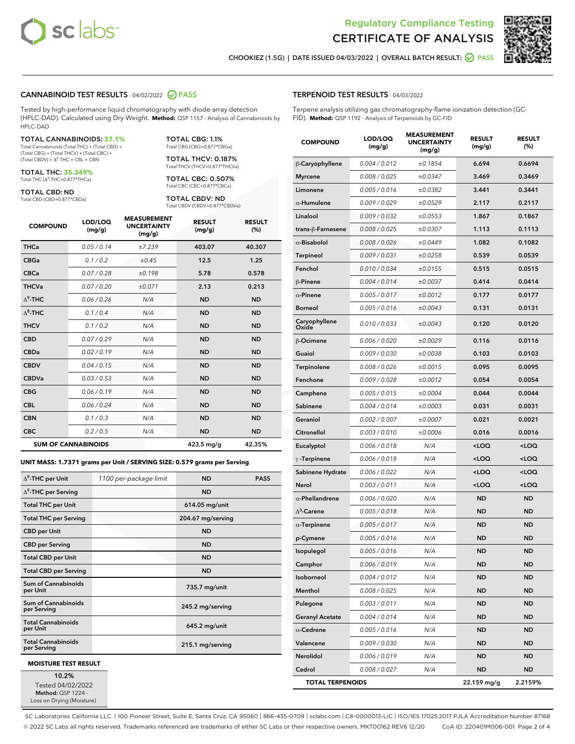Regulatory Compliance Testing

# CERTIFICATE OF ANALYSIS

CHOOKIEZ (1.5G) | DATE ISSUED 04/03/2022 | OVERALL BATCH RESULT: PASS

## CANNABINOID TEST RESULTS - 04/02/2022 PASS

Tested by high-performance liquid chromatography with diode-array detection (HPLC-DAD). Calculated using Dry-Weight. **Method:** QSP 1157 - Analysis of Cannabinoids by HPLC-DAD

**TOTAL CANNABINOIDS: 37.1%**
Total Cannabinoids (Total THC) + (Total CBD) + (Total CBG) + (Total THCV) + (Total CBC) + (Total CBDV) + $\Delta^8$-THC + CBL + CBN

**TOTAL THC: 35.349%**
Total THC ($\Delta^9$-THC+0.877*THCa)

**TOTAL CBD: ND**
Total CBD (CBD+0.877*CBDa)

**TOTAL CBG: 1.1%**
Total CBG (CBG+0.877*CBGa)

**TOTAL THCV: 0.187%**
Total THCV (THCV+0.877*THCVa)

**TOTAL CBC: 0.507%**
Total CBC (CBC+0.877*CBCa)

**TOTAL CBDV: ND**
Total CBDV (CBDV+0.877*CBDVa)

| COMPOUND | LOD/LOQ (mg/g) | MEASUREMENT UNCERTAINTY (mg/g) | RESULT (mg/g) | RESULT (%) |
|---|---|---|---|---|
| THCa | 0.05 / 0.14 | ±7.239 | 403.07 | 40.307 |
| CBGa | 0.1 / 0.2 | ±0.45 | 12.5 | 1.25 |
| CBCa | 0.07 / 0.28 | ±0.198 | 5.78 | 0.578 |
| THCVa | 0.07 / 0.20 | ±0.071 | 2.13 | 0.213 |
| $\Delta^9$-THC | 0.06 / 0.26 | N/A | ND | ND |
| $\Delta^8$-THC | 0.1 / 0.4 | N/A | ND | ND |
| THCV | 0.1 / 0.2 | N/A | ND | ND |
| CBD | 0.07 / 0.29 | N/A | ND | ND |
| CBDa | 0.02 / 0.19 | N/A | ND | ND |
| CBDV | 0.04 / 0.15 | N/A | ND | ND |
| CBDVa | 0.03 / 0.53 | N/A | ND | ND |
| CBG | 0.06 / 0.19 | N/A | ND | ND |
| CBL | 0.06 / 0.24 | N/A | ND | ND |
| CBN | 0.1 / 0.3 | N/A | ND | ND |
| CBC | 0.2 / 0.5 | N/A | ND | ND |
| **SUM OF CANNABINOIDS** | | | 423.5 mg/g | 42.35% |

**UNIT MASS: 1.7371 grams per Unit / SERVING SIZE: 0.579 grams per Serving**

| | | | |
|---|---|---|---|
| $\Delta^9$-THC per Unit | 1100 per-package limit | ND | PASS |
| $\Delta^9$-THC per Serving | | ND | |
| Total THC per Unit | | 614.05 mg/unit | |
| Total THC per Serving | | 204.67 mg/serving | |
| CBD per Unit | | ND | |
| CBD per Serving | | ND | |
| Total CBD per Unit | | ND | |
| Total CBD per Serving | | ND | |
| Sum of Cannabinoids per Unit | | 735.7 mg/unit | |
| Sum of Cannabinoids per Serving | | 245.2 mg/serving | |
| Total Cannabinoids per Unit | | 645.2 mg/unit | |
| Total Cannabinoids per Serving | | 215.1 mg/serving | |

### MOISTURE TEST RESULT

10.2%
Tested 04/02/2022
**Method:** QSP 1224 - Loss on Drying (Moisture)

## TERPENOID TEST RESULTS - 04/03/2022

Terpene analysis utilizing gas chromatography-flame ionization detection (GC-FID). **Method:** QSP 1192 - Analysis of Terpenoids by GC-FID

| COMPOUND | LOD/LOQ (mg/g) | MEASUREMENT UNCERTAINTY (mg/g) | RESULT (mg/g) | RESULT (%) |
|---|---|---|---|---|
| β-Caryophyllene | 0.004 / 0.012 | ±0.1854 | 6.694 | 0.6694 |
| Myrcene | 0.008 / 0.025 | ±0.0347 | 3.469 | 0.3469 |
| Limonene | 0.005 / 0.016 | ±0.0382 | 3.441 | 0.3441 |
| α-Humulene | 0.009 / 0.029 | ±0.0529 | 2.117 | 0.2117 |
| Linalool | 0.009 / 0.032 | ±0.0553 | 1.867 | 0.1867 |
| trans-β-Farnesene | 0.008 / 0.025 | ±0.0307 | 1.113 | 0.1113 |
| α-Bisabolol | 0.008 / 0.026 | ±0.0449 | 1.082 | 0.1082 |
| Terpineol | 0.009 / 0.031 | ±0.0258 | 0.539 | 0.0539 |
| Fenchol | 0.010 / 0.034 | ±0.0155 | 0.515 | 0.0515 |
| β-Pinene | 0.004 / 0.014 | ±0.0037 | 0.414 | 0.0414 |
| α-Pinene | 0.005 / 0.017 | ±0.0012 | 0.177 | 0.0177 |
| Borneol | 0.005 / 0.016 | ±0.0043 | 0.131 | 0.0131 |
| Caryophyllene Oxide | 0.010 / 0.033 | ±0.0043 | 0.120 | 0.0120 |
| β-Ocimene | 0.006 / 0.020 | ±0.0029 | 0.116 | 0.0116 |
| Guaiol | 0.009 / 0.030 | ±0.0038 | 0.103 | 0.0103 |
| Terpinolene | 0.008 / 0.026 | ±0.0015 | 0.095 | 0.0095 |
| Fenchone | 0.009 / 0.028 | ±0.0012 | 0.054 | 0.0054 |
| Camphene | 0.005 / 0.015 | ±0.0004 | 0.044 | 0.0044 |
| Sabinene | 0.004 / 0.014 | ±0.0003 | 0.031 | 0.0031 |
| Geraniol | 0.002 / 0.007 | ±0.0007 | 0.021 | 0.0021 |
| Citronellol | 0.003 / 0.010 | ±0.0006 | 0.016 | 0.0016 |
| Eucalyptol | 0.006 / 0.018 | N/A | <LOQ | <LOQ |
| γ-Terpinene | 0.006 / 0.018 | N/A | <LOQ | <LOQ |
| Sabinene Hydrate | 0.006 / 0.022 | N/A | <LOQ | <LOQ |
| Nerol | 0.003 / 0.011 | N/A | <LOQ | <LOQ |
| α-Phellandrene | 0.006 / 0.020 | N/A | ND | ND |
| $\Delta^3$-Carene | 0.005 / 0.018 | N/A | ND | ND |
| α-Terpinene | 0.005 / 0.017 | N/A | ND | ND |
| p-Cymene | 0.005 / 0.016 | N/A | ND | ND |
| Isopulegol | 0.005 / 0.016 | N/A | ND | ND |
| Camphor | 0.006 / 0.019 | N/A | ND | ND |
| Isoborneol | 0.004 / 0.012 | N/A | ND | ND |
| Menthol | 0.008 / 0.025 | N/A | ND | ND |
| Pulegone | 0.003 / 0.011 | N/A | ND | ND |
| Geranyl Acetate | 0.004 / 0.014 | N/A | ND | ND |
| α-Cedrene | 0.005 / 0.016 | N/A | ND | ND |
| Valencene | 0.009 / 0.030 | N/A | ND | ND |
| Nerolidol | 0.006 / 0.019 | N/A | ND | ND |
| Cedrol | 0.008 / 0.027 | N/A | ND | ND |
| **TOTAL TERPENOIDS** | | | 22.159 mg/g | 2.2159% |

SC Laboratories California LLC. | 100 Pioneer Street, Suite E, Santa Cruz, CA 95060 | 866-435-0709 | sclabs.com | C8-0000013-LIC | ISO/IES 17025:2017 PJLA Accreditation Number 87168
© 2022 SC Labs all rights reserved. Trademarks referenced are trademarks of either SC Labs or their respective owners. MKT00162 REV6 12/20 CoA ID: 220401M006-001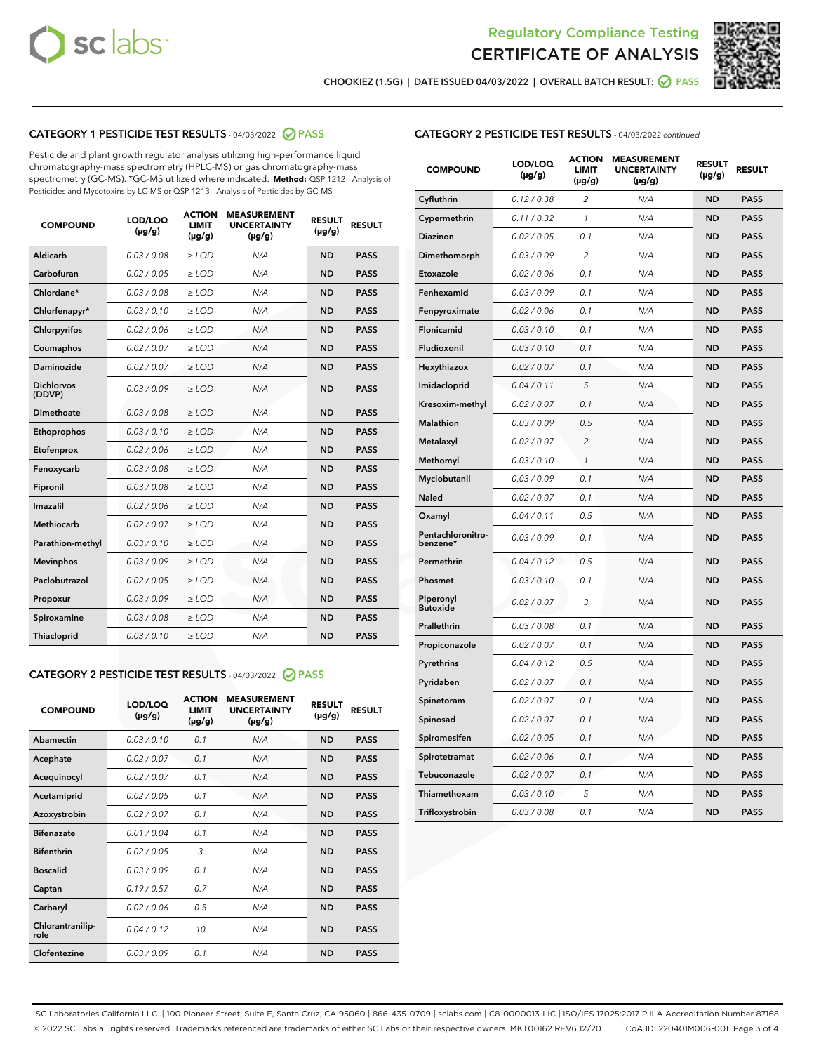Regulatory Compliance Testing
CERTIFICATE OF ANALYSIS

CHOOKIEZ (1.5G) | DATE ISSUED 04/03/2022 | OVERALL BATCH RESULT: PASS

## CATEGORY 1 PESTICIDE TEST RESULTS - 04/03/2022 PASS

Pesticide and plant growth regulator analysis utilizing high-performance liquid chromatography-mass spectrometry (HPLC-MS) or gas chromatography-mass spectrometry (GC-MS). *GC-MS utilized where indicated. **Method:** QSP 1212 - Analysis of Pesticides and Mycotoxins by LC-MS or QSP 1213 - Analysis of Pesticides by GC-MS

| COMPOUND | LOD/LOQ (µg/g) | ACTION LIMIT (µg/g) | MEASUREMENT UNCERTAINTY (µg/g) | RESULT (µg/g) | RESULT |
|---|---|---|---|---|---|
| Aldicarb | 0.03 / 0.08 | ≥ LOD | N/A | ND | PASS |
| Carbofuran | 0.02 / 0.05 | ≥ LOD | N/A | ND | PASS |
| Chlordane* | 0.03 / 0.08 | ≥ LOD | N/A | ND | PASS |
| Chlorfenapyr* | 0.03 / 0.10 | ≥ LOD | N/A | ND | PASS |
| Chlorpyrifos | 0.02 / 0.06 | ≥ LOD | N/A | ND | PASS |
| Coumaphos | 0.02 / 0.07 | ≥ LOD | N/A | ND | PASS |
| Daminozide | 0.02 / 0.07 | ≥ LOD | N/A | ND | PASS |
| Dichlorvos (DDVP) | 0.03 / 0.09 | ≥ LOD | N/A | ND | PASS |
| Dimethoate | 0.03 / 0.08 | ≥ LOD | N/A | ND | PASS |
| Ethoprophos | 0.03 / 0.10 | ≥ LOD | N/A | ND | PASS |
| Etofenprox | 0.02 / 0.06 | ≥ LOD | N/A | ND | PASS |
| Fenoxycarb | 0.03 / 0.08 | ≥ LOD | N/A | ND | PASS |
| Fipronil | 0.03 / 0.08 | ≥ LOD | N/A | ND | PASS |
| Imazalil | 0.02 / 0.06 | ≥ LOD | N/A | ND | PASS |
| Methiocarb | 0.02 / 0.07 | ≥ LOD | N/A | ND | PASS |
| Parathion-methyl | 0.03 / 0.10 | ≥ LOD | N/A | ND | PASS |
| Mevinphos | 0.03 / 0.09 | ≥ LOD | N/A | ND | PASS |
| Paclobutrazol | 0.02 / 0.05 | ≥ LOD | N/A | ND | PASS |
| Propoxur | 0.03 / 0.09 | ≥ LOD | N/A | ND | PASS |
| Spiroxamine | 0.03 / 0.08 | ≥ LOD | N/A | ND | PASS |
| Thiacloprid | 0.03 / 0.10 | ≥ LOD | N/A | ND | PASS |

## CATEGORY 2 PESTICIDE TEST RESULTS - 04/03/2022 PASS

| COMPOUND | LOD/LOQ (µg/g) | ACTION LIMIT (µg/g) | MEASUREMENT UNCERTAINTY (µg/g) | RESULT (µg/g) | RESULT |
|---|---|---|---|---|---|
| Abamectin | 0.03 / 0.10 | 0.1 | N/A | ND | PASS |
| Acephate | 0.02 / 0.07 | 0.1 | N/A | ND | PASS |
| Acequinocyl | 0.02 / 0.07 | 0.1 | N/A | ND | PASS |
| Acetamiprid | 0.02 / 0.05 | 0.1 | N/A | ND | PASS |
| Azoxystrobin | 0.02 / 0.07 | 0.1 | N/A | ND | PASS |
| Bifenazate | 0.01 / 0.04 | 0.1 | N/A | ND | PASS |
| Bifenthrin | 0.02 / 0.05 | 3 | N/A | ND | PASS |
| Boscalid | 0.03 / 0.09 | 0.1 | N/A | ND | PASS |
| Captan | 0.19 / 0.57 | 0.7 | N/A | ND | PASS |
| Carbaryl | 0.02 / 0.06 | 0.5 | N/A | ND | PASS |
| Chlorantraniliprole | 0.04 / 0.12 | 10 | N/A | ND | PASS |
| Clofentezine | 0.03 / 0.09 | 0.1 | N/A | ND | PASS |
| Cyfluthrin | 0.12 / 0.38 | 2 | N/A | ND | PASS |
| Cypermethrin | 0.11 / 0.32 | 1 | N/A | ND | PASS |
| Diazinon | 0.02 / 0.05 | 0.1 | N/A | ND | PASS |
| Dimethomorph | 0.03 / 0.09 | 2 | N/A | ND | PASS |
| Etoxazole | 0.02 / 0.06 | 0.1 | N/A | ND | PASS |
| Fenhexamid | 0.03 / 0.09 | 0.1 | N/A | ND | PASS |
| Fenpyroximate | 0.02 / 0.06 | 0.1 | N/A | ND | PASS |
| Flonicamid | 0.03 / 0.10 | 0.1 | N/A | ND | PASS |
| Fludioxonil | 0.03 / 0.10 | 0.1 | N/A | ND | PASS |
| Hexythiazox | 0.02 / 0.07 | 0.1 | N/A | ND | PASS |
| Imidacloprid | 0.04 / 0.11 | 5 | N/A | ND | PASS |
| Kresoxim-methyl | 0.02 / 0.07 | 0.1 | N/A | ND | PASS |
| Malathion | 0.03 / 0.09 | 0.5 | N/A | ND | PASS |
| Metalaxyl | 0.02 / 0.07 | 2 | N/A | ND | PASS |
| Methomyl | 0.03 / 0.10 | 1 | N/A | ND | PASS |
| Myclobutanil | 0.03 / 0.09 | 0.1 | N/A | ND | PASS |
| Naled | 0.02 / 0.07 | 0.1 | N/A | ND | PASS |
| Oxamyl | 0.04 / 0.11 | 0.5 | N/A | ND | PASS |
| Pentachloronitrobenzene* | 0.03 / 0.09 | 0.1 | N/A | ND | PASS |
| Permethrin | 0.04 / 0.12 | 0.5 | N/A | ND | PASS |
| Phosmet | 0.03 / 0.10 | 0.1 | N/A | ND | PASS |
| Piperonyl Butoxide | 0.02 / 0.07 | 3 | N/A | ND | PASS |
| Prallethrin | 0.03 / 0.08 | 0.1 | N/A | ND | PASS |
| Propiconazole | 0.02 / 0.07 | 0.1 | N/A | ND | PASS |
| Pyrethrins | 0.04 / 0.12 | 0.5 | N/A | ND | PASS |
| Pyridaben | 0.02 / 0.07 | 0.1 | N/A | ND | PASS |
| Spinetoram | 0.02 / 0.07 | 0.1 | N/A | ND | PASS |
| Spinosad | 0.02 / 0.07 | 0.1 | N/A | ND | PASS |
| Spiromesifen | 0.02 / 0.05 | 0.1 | N/A | ND | PASS |
| Spirotetramat | 0.02 / 0.06 | 0.1 | N/A | ND | PASS |
| Tebuconazole | 0.02 / 0.07 | 0.1 | N/A | ND | PASS |
| Thiamethoxam | 0.03 / 0.10 | 5 | N/A | ND | PASS |
| Trifloxystrobin | 0.03 / 0.08 | 0.1 | N/A | ND | PASS |

SC Laboratories California LLC. | 100 Pioneer Street, Suite E, Santa Cruz, CA 95060 | 866-435-0709 | sclabs.com | C8-0000013-LIC | ISO/IES 17025:2017 PJLA Accreditation Number 87168
© 2022 SC Labs all rights reserved. Trademarks referenced are trademarks of either SC Labs or their respective owners. MKT00162 REV6 12/20 CoA ID: 220401M006-001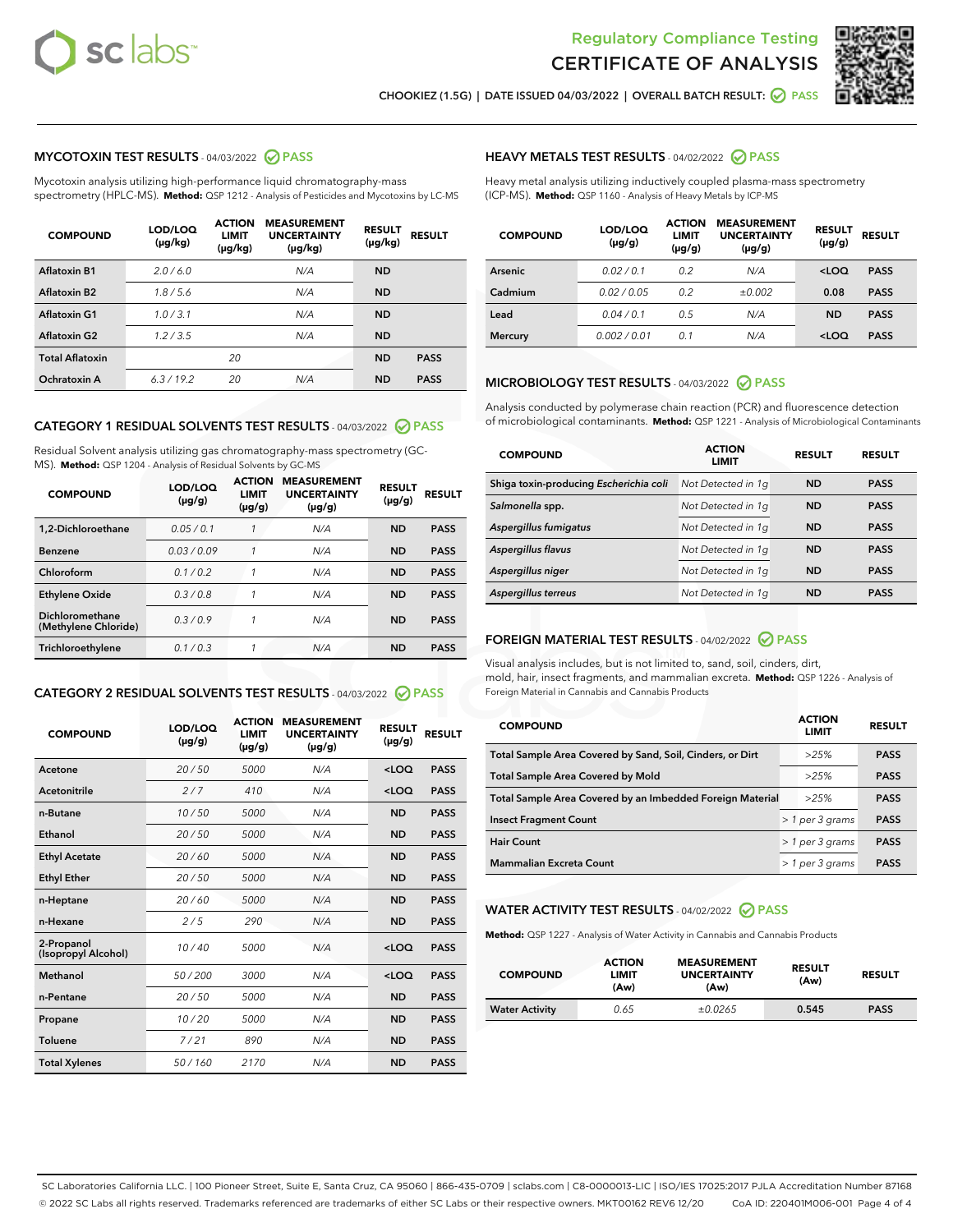Regulatory Compliance Testing

# CERTIFICATE OF ANALYSIS

CHOOKIEZ (1.5G) | DATE ISSUED 04/03/2022 | OVERALL BATCH RESULT: PASS

## MYCOTOXIN TEST RESULTS - 04/03/2022 PASS

Mycotoxin analysis utilizing high-performance liquid chromatography-mass spectrometry (HPLC-MS). **Method:** QSP 1212 - Analysis of Pesticides and Mycotoxins by LC-MS

| COMPOUND | LOD/LOQ (µg/kg) | ACTION LIMIT (µg/kg) | MEASUREMENT UNCERTAINTY (µg/kg) | RESULT (µg/kg) | RESULT |
|---|---|---|---|---|---|
| Aflatoxin B1 | 2.0 / 6.0 | | N/A | ND | |
| Aflatoxin B2 | 1.8 / 5.6 | | N/A | ND | |
| Aflatoxin G1 | 1.0 / 3.1 | | N/A | ND | |
| Aflatoxin G2 | 1.2 / 3.5 | | N/A | ND | |
| Total Aflatoxin | | 20 | | ND | PASS |
| Ochratoxin A | 6.3 / 19.2 | 20 | N/A | ND | PASS |

## CATEGORY 1 RESIDUAL SOLVENTS TEST RESULTS - 04/03/2022 PASS

Residual Solvent analysis utilizing gas chromatography-mass spectrometry (GC-MS). **Method:** QSP 1204 - Analysis of Residual Solvents by GC-MS

| COMPOUND | LOD/LOQ (µg/g) | ACTION LIMIT (µg/g) | MEASUREMENT UNCERTAINTY (µg/g) | RESULT (µg/g) | RESULT |
|---|---|---|---|---|---|
| 1,2-Dichloroethane | 0.05 / 0.1 | 1 | N/A | ND | PASS |
| Benzene | 0.03 / 0.09 | 1 | N/A | ND | PASS |
| Chloroform | 0.1 / 0.2 | 1 | N/A | ND | PASS |
| Ethylene Oxide | 0.3 / 0.8 | 1 | N/A | ND | PASS |
| Dichloromethane (Methylene Chloride) | 0.3 / 0.9 | 1 | N/A | ND | PASS |
| Trichloroethylene | 0.1 / 0.3 | 1 | N/A | ND | PASS |

## CATEGORY 2 RESIDUAL SOLVENTS TEST RESULTS - 04/03/2022 PASS

| COMPOUND | LOD/LOQ (µg/g) | ACTION LIMIT (µg/g) | MEASUREMENT UNCERTAINTY (µg/g) | RESULT (µg/g) | RESULT |
|---|---|---|---|---|---|
| Acetone | 20 / 50 | 5000 | N/A | <LOQ | PASS |
| Acetonitrile | 2 / 7 | 410 | N/A | <LOQ | PASS |
| n-Butane | 10 / 50 | 5000 | N/A | ND | PASS |
| Ethanol | 20 / 50 | 5000 | N/A | ND | PASS |
| Ethyl Acetate | 20 / 60 | 5000 | N/A | ND | PASS |
| Ethyl Ether | 20 / 50 | 5000 | N/A | ND | PASS |
| n-Heptane | 20 / 60 | 5000 | N/A | ND | PASS |
| n-Hexane | 2 / 5 | 290 | N/A | ND | PASS |
| 2-Propanol (Isopropyl Alcohol) | 10 / 40 | 5000 | N/A | <LOQ | PASS |
| Methanol | 50 / 200 | 3000 | N/A | <LOQ | PASS |
| n-Pentane | 20 / 50 | 5000 | N/A | ND | PASS |
| Propane | 10 / 20 | 5000 | N/A | ND | PASS |
| Toluene | 7 / 21 | 890 | N/A | ND | PASS |
| Total Xylenes | 50 / 160 | 2170 | N/A | ND | PASS |

## HEAVY METALS TEST RESULTS - 04/02/2022 PASS

Heavy metal analysis utilizing inductively coupled plasma-mass spectrometry (ICP-MS). **Method:** QSP 1160 - Analysis of Heavy Metals by ICP-MS

| COMPOUND | LOD/LOQ (µg/g) | ACTION LIMIT (µg/g) | MEASUREMENT UNCERTAINTY (µg/g) | RESULT (µg/g) | RESULT |
|---|---|---|---|---|---|
| Arsenic | 0.02 / 0.1 | 0.2 | N/A | <LOQ | PASS |
| Cadmium | 0.02 / 0.05 | 0.2 | ±0.002 | 0.08 | PASS |
| Lead | 0.04 / 0.1 | 0.5 | N/A | ND | PASS |
| Mercury | 0.002 / 0.01 | 0.1 | N/A | <LOQ | PASS |

## MICROBIOLOGY TEST RESULTS - 04/03/2022 PASS

Analysis conducted by polymerase chain reaction (PCR) and fluorescence detection of microbiological contaminants. **Method:** QSP 1221 - Analysis of Microbiological Contaminants

| COMPOUND | ACTION LIMIT | RESULT | RESULT |
|---|---|---|---|
| Shiga toxin-producing *Escherichia coli* | Not Detected in 1g | ND | PASS |
| *Salmonella* spp. | Not Detected in 1g | ND | PASS |
| *Aspergillus fumigatus* | Not Detected in 1g | ND | PASS |
| *Aspergillus flavus* | Not Detected in 1g | ND | PASS |
| *Aspergillus niger* | Not Detected in 1g | ND | PASS |
| *Aspergillus terreus* | Not Detected in 1g | ND | PASS |

## FOREIGN MATERIAL TEST RESULTS - 04/02/2022 PASS

Visual analysis includes, but is not limited to, sand, soil, cinders, dirt, mold, hair, insect fragments, and mammalian excreta. **Method:** QSP 1226 - Analysis of Foreign Material in Cannabis and Cannabis Products

| COMPOUND | ACTION LIMIT | RESULT |
|---|---|---|
| Total Sample Area Covered by Sand, Soil, Cinders, or Dirt | >25% | PASS |
| Total Sample Area Covered by Mold | >25% | PASS |
| Total Sample Area Covered by an Imbedded Foreign Material | >25% | PASS |
| Insect Fragment Count | > 1 per 3 grams | PASS |
| Hair Count | > 1 per 3 grams | PASS |
| Mammalian Excreta Count | > 1 per 3 grams | PASS |

## WATER ACTIVITY TEST RESULTS - 04/02/2022 PASS

**Method:** QSP 1227 - Analysis of Water Activity in Cannabis and Cannabis Products

| COMPOUND | ACTION LIMIT (Aw) | MEASUREMENT UNCERTAINTY (Aw) | RESULT (Aw) | RESULT |
|---|---|---|---|---|
| Water Activity | 0.65 | ±0.0265 | 0.545 | PASS |

SC Laboratories California LLC. | 100 Pioneer Street, Suite E, Santa Cruz, CA 95060 | 866-435-0709 | sclabs.com | C8-0000013-LIC | ISO/IES 17025:2017 PJLA Accreditation Number 87168
© 2022 SC Labs all rights reserved. Trademarks referenced are trademarks of either SC Labs or their respective owners. MKT00162 REV6 12/20 CoA ID: 220401M006-001